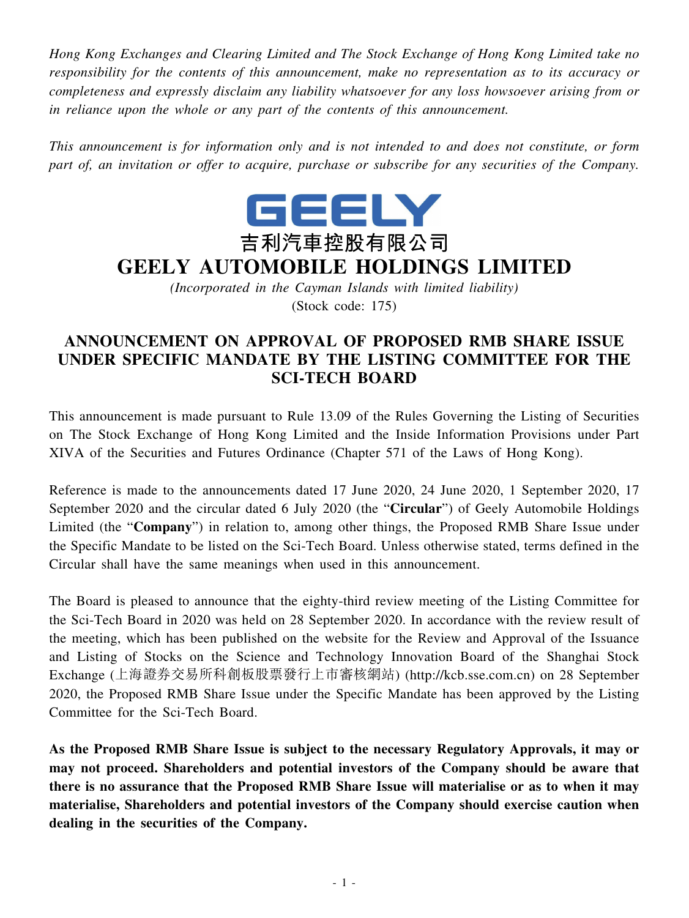*Hong Kong Exchanges and Clearing Limited and The Stock Exchange of Hong Kong Limited take no responsibility for the contents of this announcement, make no representation as to its accuracy or completeness and expressly disclaim any liability whatsoever for any loss howsoever arising from or in reliance upon the whole or any part of the contents of this announcement.*

*This announcement is for information only and is not intended to and does not constitute, or form part of, an invitation or offer to acquire, purchase or subscribe for any securities of the Company.*

GEELY

# 吉利汽車控股有限公司
# GEELY AUTOMOBILE HOLDINGS LIMITED

*(Incorporated in the Cayman Islands with limited liability)*
(Stock code: 175)

## ANNOUNCEMENT ON APPROVAL OF PROPOSED RMB SHARE ISSUE UNDER SPECIFIC MANDATE BY THE LISTING COMMITTEE FOR THE SCI-TECH BOARD

This announcement is made pursuant to Rule 13.09 of the Rules Governing the Listing of Securities on The Stock Exchange of Hong Kong Limited and the Inside Information Provisions under Part XIVA of the Securities and Futures Ordinance (Chapter 571 of the Laws of Hong Kong).

Reference is made to the announcements dated 17 June 2020, 24 June 2020, 1 September 2020, 17 September 2020 and the circular dated 6 July 2020 (the "**Circular**") of Geely Automobile Holdings Limited (the "**Company**") in relation to, among other things, the Proposed RMB Share Issue under the Specific Mandate to be listed on the Sci-Tech Board. Unless otherwise stated, terms defined in the Circular shall have the same meanings when used in this announcement.

The Board is pleased to announce that the eighty-third review meeting of the Listing Committee for the Sci-Tech Board in 2020 was held on 28 September 2020. In accordance with the review result of the meeting, which has been published on the website for the Review and Approval of the Issuance and Listing of Stocks on the Science and Technology Innovation Board of the Shanghai Stock Exchange (上海證券交易所科創板股票發行上市審核網站) (http://kcb.sse.com.cn) on 28 September 2020, the Proposed RMB Share Issue under the Specific Mandate has been approved by the Listing Committee for the Sci-Tech Board.

**As the Proposed RMB Share Issue is subject to the necessary Regulatory Approvals, it may or may not proceed. Shareholders and potential investors of the Company should be aware that there is no assurance that the Proposed RMB Share Issue will materialise or as to when it may materialise, Shareholders and potential investors of the Company should exercise caution when dealing in the securities of the Company.**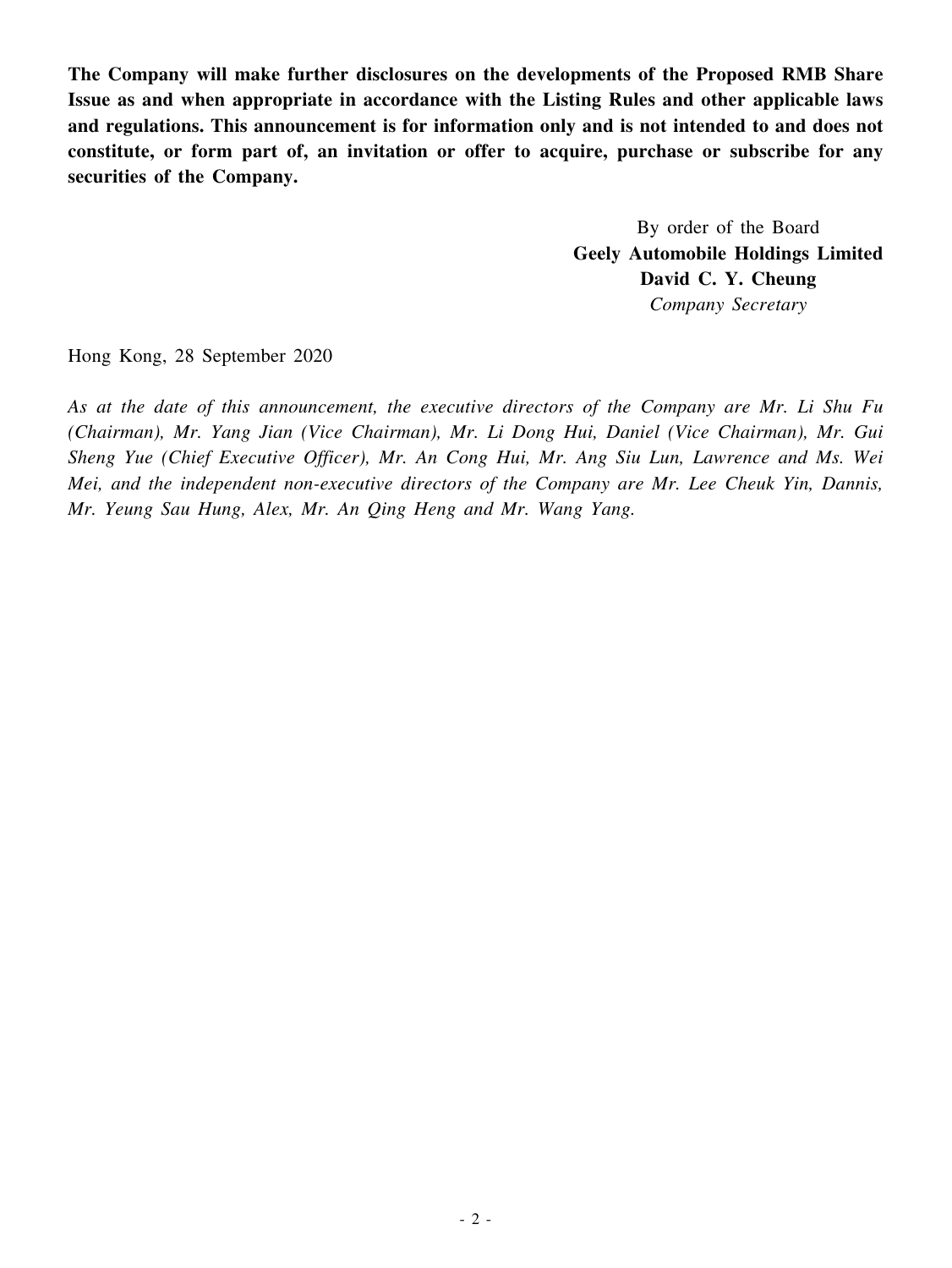**The Company will make further disclosures on the developments of the Proposed RMB Share Issue as and when appropriate in accordance with the Listing Rules and other applicable laws and regulations. This announcement is for information only and is not intended to and does not constitute, or form part of, an invitation or offer to acquire, purchase or subscribe for any securities of the Company.**

By order of the Board
**Geely Automobile Holdings Limited**
**David C. Y. Cheung**
*Company Secretary*

Hong Kong, 28 September 2020

*As at the date of this announcement, the executive directors of the Company are Mr. Li Shu Fu (Chairman), Mr. Yang Jian (Vice Chairman), Mr. Li Dong Hui, Daniel (Vice Chairman), Mr. Gui Sheng Yue (Chief Executive Officer), Mr. An Cong Hui, Mr. Ang Siu Lun, Lawrence and Ms. Wei Mei, and the independent non-executive directors of the Company are Mr. Lee Cheuk Yin, Dannis, Mr. Yeung Sau Hung, Alex, Mr. An Qing Heng and Mr. Wang Yang.*